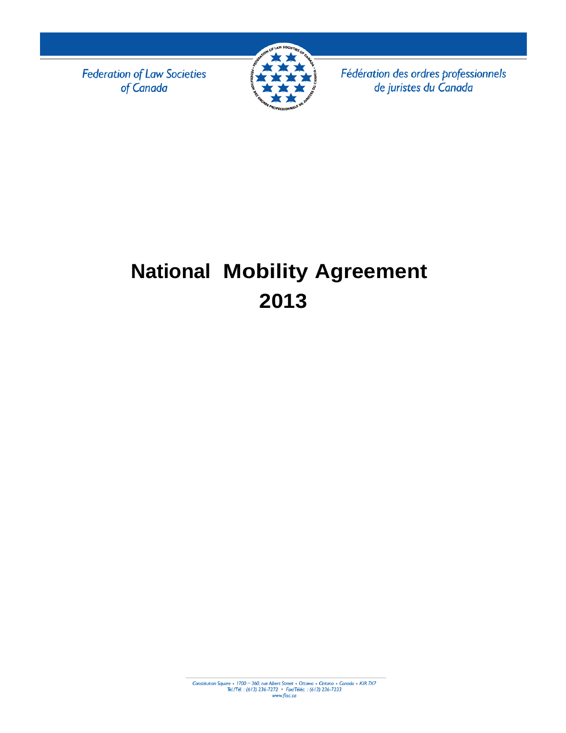Federation of Law Societies of Canada

Fédération des ordres professionnels de juristes du Canada

# National Mobility Agreement 2013

Constitution Square • 1700 – 360, rue Albert Street • Ottawa • Ontario • Canada • K1R 7X7
Tel./Tél. : (613) 236-7272 • Fax/Téléc. : (613) 236-7233
www.flsc.ca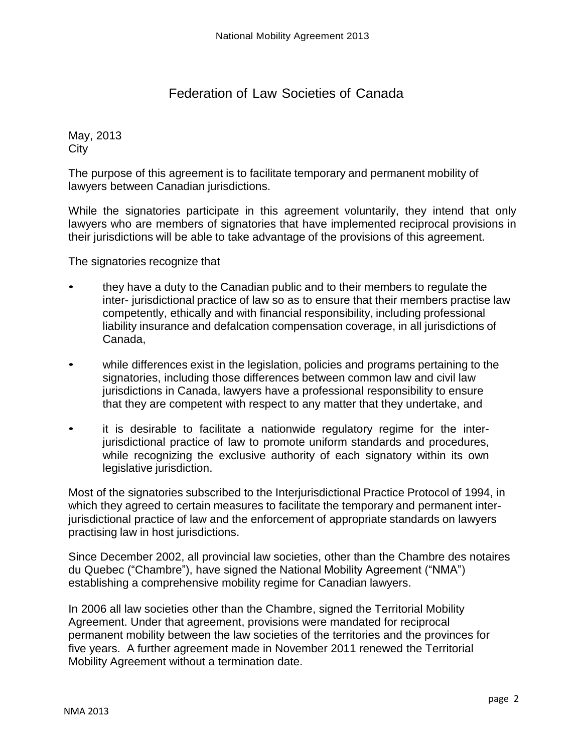# Federation of Law Societies of Canada

May, 2013
City

The purpose of this agreement is to facilitate temporary and permanent mobility of lawyers between Canadian jurisdictions.

While the signatories participate in this agreement voluntarily, they intend that only lawyers who are members of signatories that have implemented reciprocal provisions in their jurisdictions will be able to take advantage of the provisions of this agreement.

The signatories recognize that

- they have a duty to the Canadian public and to their members to regulate the inter- jurisdictional practice of law so as to ensure that their members practise law competently, ethically and with financial responsibility, including professional liability insurance and defalcation compensation coverage, in all jurisdictions of Canada,
- while differences exist in the legislation, policies and programs pertaining to the signatories, including those differences between common law and civil law jurisdictions in Canada, lawyers have a professional responsibility to ensure that they are competent with respect to any matter that they undertake, and
- it is desirable to facilitate a nationwide regulatory regime for the inter-jurisdictional practice of law to promote uniform standards and procedures, while recognizing the exclusive authority of each signatory within its own legislative jurisdiction.

Most of the signatories subscribed to the Interjurisdictional Practice Protocol of 1994, in which they agreed to certain measures to facilitate the temporary and permanent inter-jurisdictional practice of law and the enforcement of appropriate standards on lawyers practising law in host jurisdictions.

Since December 2002, all provincial law societies, other than the Chambre des notaires du Quebec ("Chambre"), have signed the National Mobility Agreement ("NMA") establishing a comprehensive mobility regime for Canadian lawyers.

In 2006 all law societies other than the Chambre, signed the Territorial Mobility Agreement. Under that agreement, provisions were mandated for reciprocal permanent mobility between the law societies of the territories and the provinces for five years. A further agreement made in November 2011 renewed the Territorial Mobility Agreement without a termination date.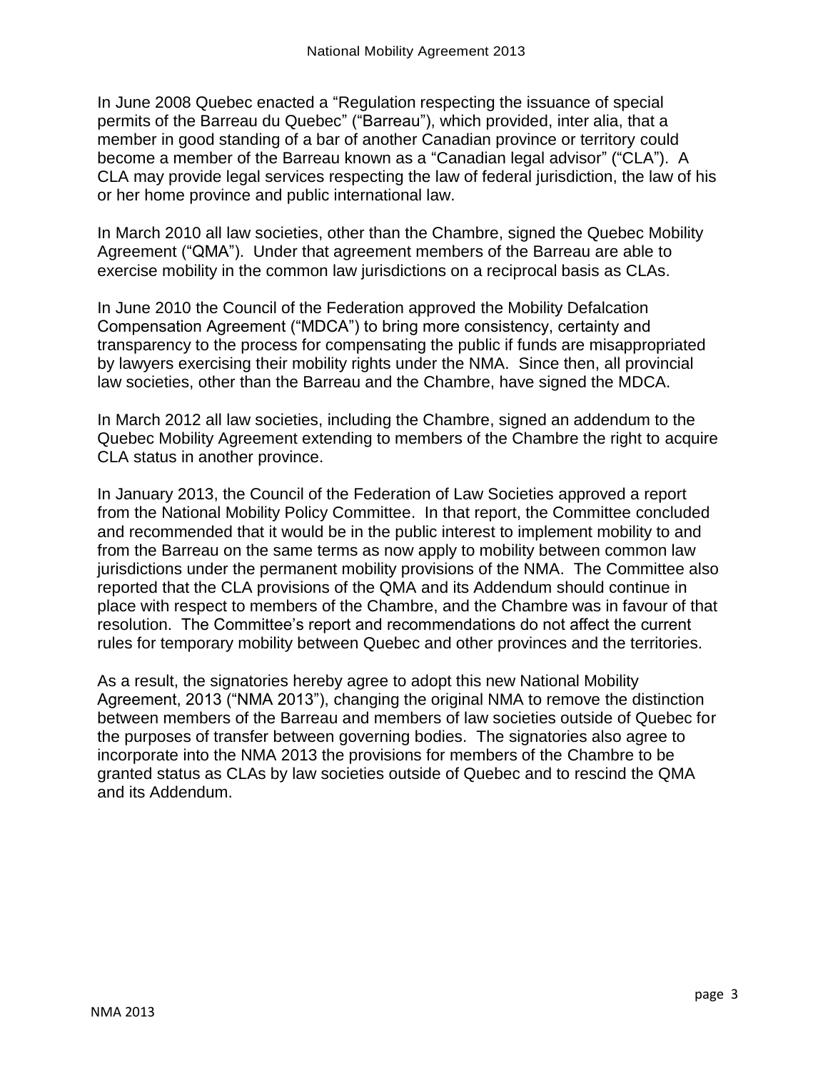In June 2008 Quebec enacted a "Regulation respecting the issuance of special permits of the Barreau du Quebec" ("Barreau"), which provided, inter alia, that a member in good standing of a bar of another Canadian province or territory could become a member of the Barreau known as a "Canadian legal advisor" ("CLA"). A CLA may provide legal services respecting the law of federal jurisdiction, the law of his or her home province and public international law.

In March 2010 all law societies, other than the Chambre, signed the Quebec Mobility Agreement ("QMA"). Under that agreement members of the Barreau are able to exercise mobility in the common law jurisdictions on a reciprocal basis as CLAs.

In June 2010 the Council of the Federation approved the Mobility Defalcation Compensation Agreement ("MDCA") to bring more consistency, certainty and transparency to the process for compensating the public if funds are misappropriated by lawyers exercising their mobility rights under the NMA. Since then, all provincial law societies, other than the Barreau and the Chambre, have signed the MDCA.

In March 2012 all law societies, including the Chambre, signed an addendum to the Quebec Mobility Agreement extending to members of the Chambre the right to acquire CLA status in another province.

In January 2013, the Council of the Federation of Law Societies approved a report from the National Mobility Policy Committee. In that report, the Committee concluded and recommended that it would be in the public interest to implement mobility to and from the Barreau on the same terms as now apply to mobility between common law jurisdictions under the permanent mobility provisions of the NMA. The Committee also reported that the CLA provisions of the QMA and its Addendum should continue in place with respect to members of the Chambre, and the Chambre was in favour of that resolution. The Committee's report and recommendations do not affect the current rules for temporary mobility between Quebec and other provinces and the territories.

As a result, the signatories hereby agree to adopt this new National Mobility Agreement, 2013 ("NMA 2013"), changing the original NMA to remove the distinction between members of the Barreau and members of law societies outside of Quebec for the purposes of transfer between governing bodies. The signatories also agree to incorporate into the NMA 2013 the provisions for members of the Chambre to be granted status as CLAs by law societies outside of Quebec and to rescind the QMA and its Addendum.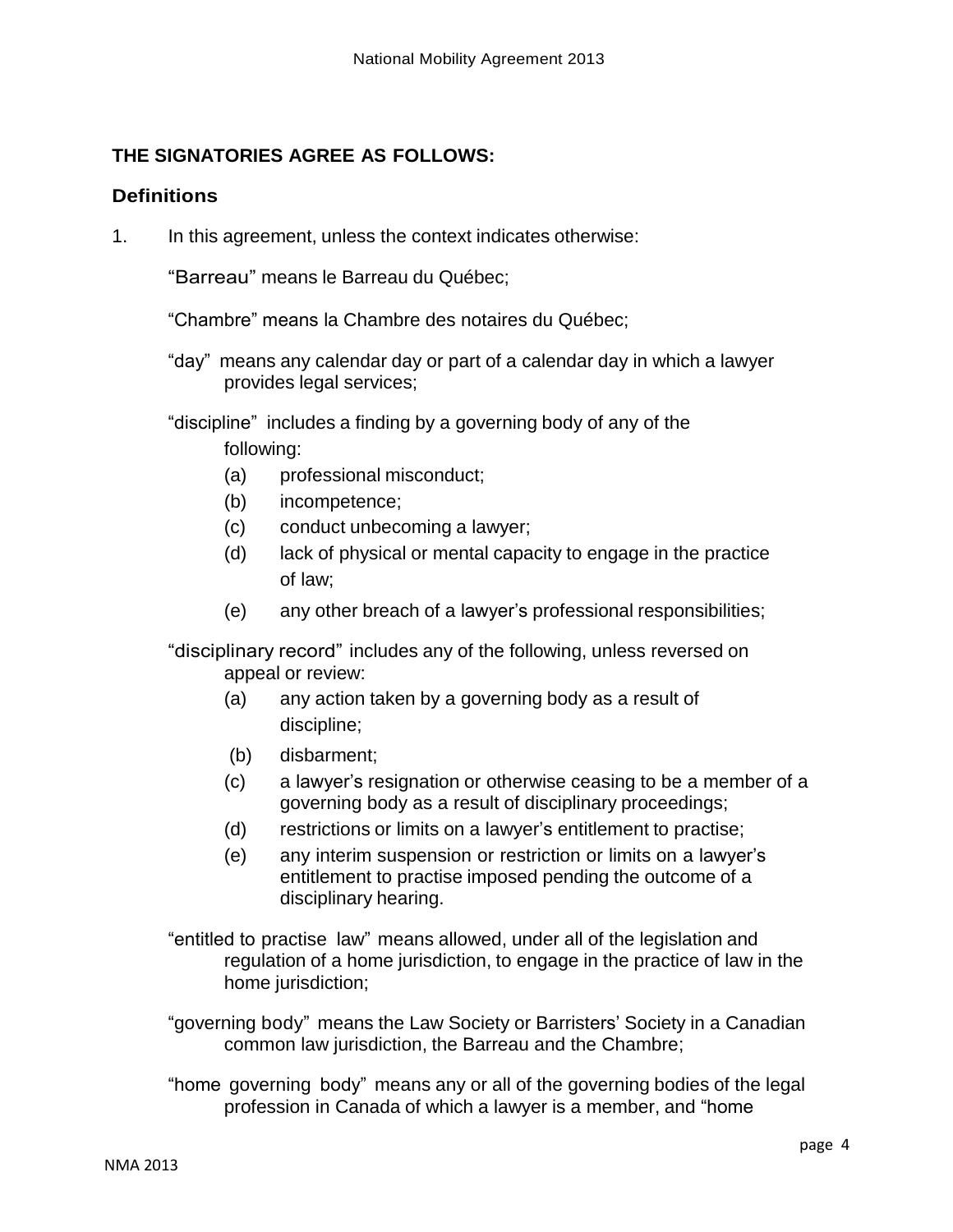**THE SIGNATORIES AGREE AS FOLLOWS:**

## Definitions

1. In this agreement, unless the context indicates otherwise:

   "Barreau" means le Barreau du Québec;

   "Chambre" means la Chambre des notaires du Québec;

   "day" means any calendar day or part of a calendar day in which a lawyer provides legal services;

   "discipline" includes a finding by a governing body of any of the following:

   (a) professional misconduct;
   (b) incompetence;
   (c) conduct unbecoming a lawyer;
   (d) lack of physical or mental capacity to engage in the practice of law;
   (e) any other breach of a lawyer's professional responsibilities;

   "disciplinary record" includes any of the following, unless reversed on appeal or review:

   (a) any action taken by a governing body as a result of discipline;
   (b) disbarment;
   (c) a lawyer's resignation or otherwise ceasing to be a member of a governing body as a result of disciplinary proceedings;
   (d) restrictions or limits on a lawyer's entitlement to practise;
   (e) any interim suspension or restriction or limits on a lawyer's entitlement to practise imposed pending the outcome of a disciplinary hearing.

   "entitled to practise law" means allowed, under all of the legislation and regulation of a home jurisdiction, to engage in the practice of law in the home jurisdiction;

   "governing body" means the Law Society or Barristers' Society in a Canadian common law jurisdiction, the Barreau and the Chambre;

   "home governing body" means any or all of the governing bodies of the legal profession in Canada of which a lawyer is a member, and "home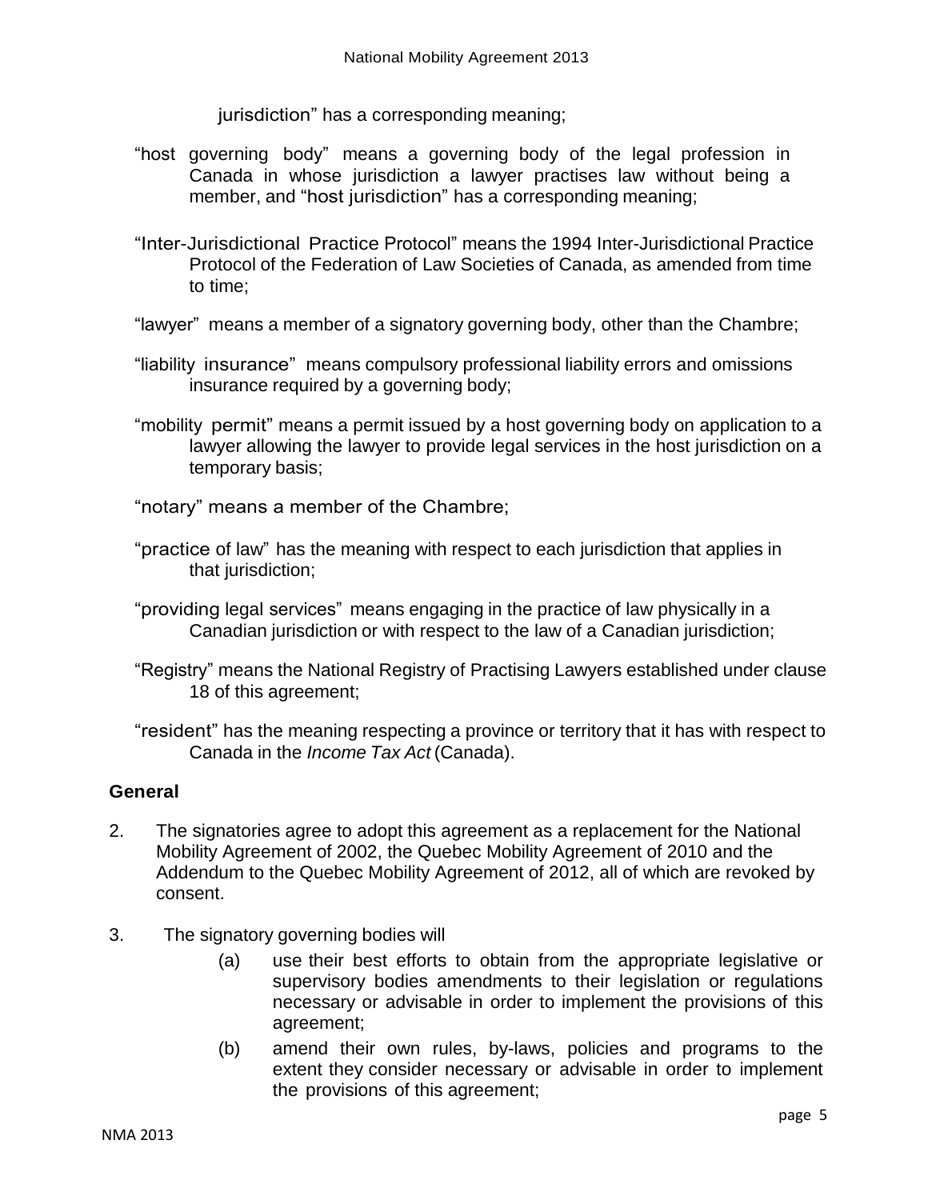jurisdiction" has a corresponding meaning;

"host governing body" means a governing body of the legal profession in Canada in whose jurisdiction a lawyer practises law without being a member, and "host jurisdiction" has a corresponding meaning;

"Inter-Jurisdictional Practice Protocol" means the 1994 Inter-Jurisdictional Practice Protocol of the Federation of Law Societies of Canada, as amended from time to time;

"lawyer" means a member of a signatory governing body, other than the Chambre;

"liability insurance" means compulsory professional liability errors and omissions insurance required by a governing body;

"mobility permit" means a permit issued by a host governing body on application to a lawyer allowing the lawyer to provide legal services in the host jurisdiction on a temporary basis;

"notary" means a member of the Chambre;

"practice of law" has the meaning with respect to each jurisdiction that applies in that jurisdiction;

"providing legal services" means engaging in the practice of law physically in a Canadian jurisdiction or with respect to the law of a Canadian jurisdiction;

"Registry" means the National Registry of Practising Lawyers established under clause 18 of this agreement;

"resident" has the meaning respecting a province or territory that it has with respect to Canada in the *Income Tax Act* (Canada).

**General**

2. The signatories agree to adopt this agreement as a replacement for the National Mobility Agreement of 2002, the Quebec Mobility Agreement of 2010 and the Addendum to the Quebec Mobility Agreement of 2012, all of which are revoked by consent.

3. The signatory governing bodies will
   (a) use their best efforts to obtain from the appropriate legislative or supervisory bodies amendments to their legislation or regulations necessary or advisable in order to implement the provisions of this agreement;
   (b) amend their own rules, by-laws, policies and programs to the extent they consider necessary or advisable in order to implement the provisions of this agreement;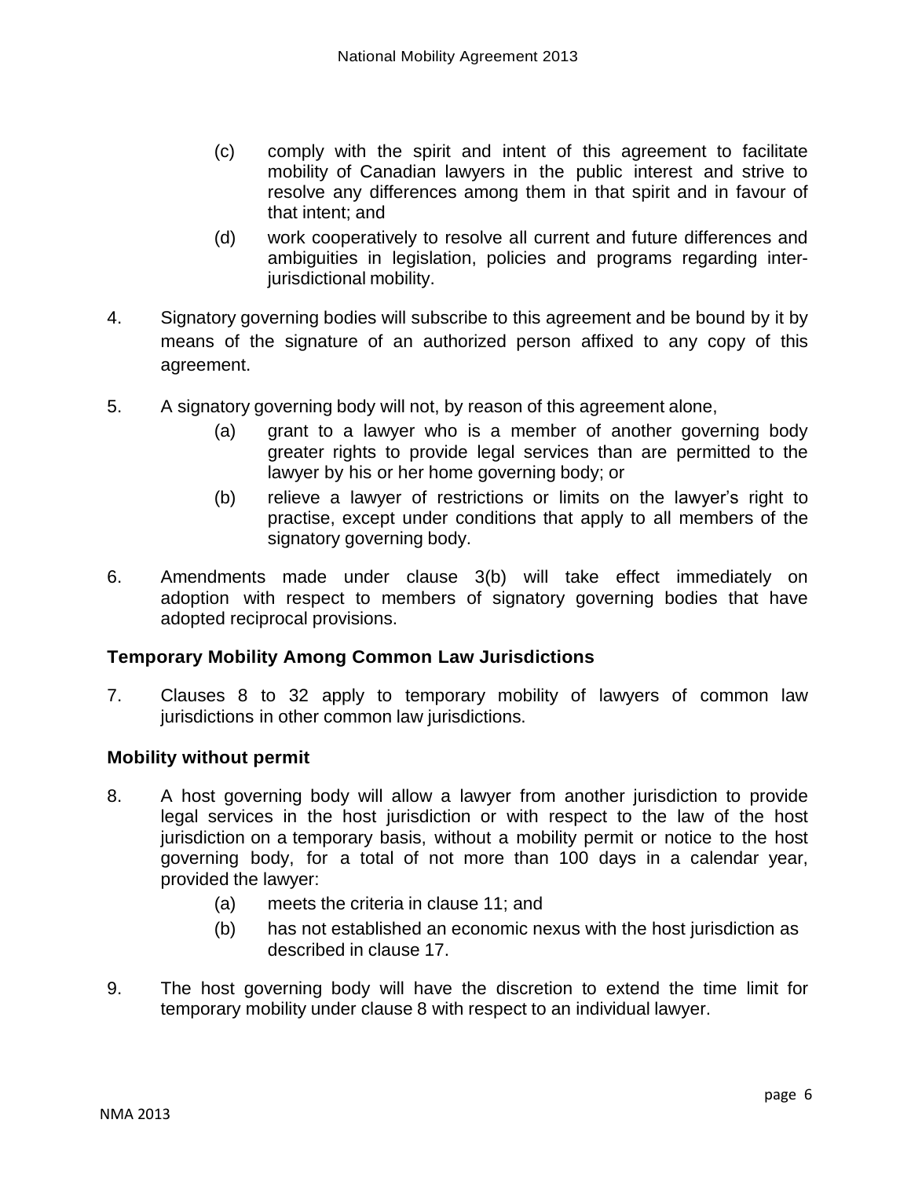(c) comply with the spirit and intent of this agreement to facilitate mobility of Canadian lawyers in the public interest and strive to resolve any differences among them in that spirit and in favour of that intent; and

(d) work cooperatively to resolve all current and future differences and ambiguities in legislation, policies and programs regarding inter-jurisdictional mobility.

4. Signatory governing bodies will subscribe to this agreement and be bound by it by means of the signature of an authorized person affixed to any copy of this agreement.

5. A signatory governing body will not, by reason of this agreement alone,

   (a) grant to a lawyer who is a member of another governing body greater rights to provide legal services than are permitted to the lawyer by his or her home governing body; or

   (b) relieve a lawyer of restrictions or limits on the lawyer's right to practise, except under conditions that apply to all members of the signatory governing body.

6. Amendments made under clause 3(b) will take effect immediately on adoption with respect to members of signatory governing bodies that have adopted reciprocal provisions.

**Temporary Mobility Among Common Law Jurisdictions**

7. Clauses 8 to 32 apply to temporary mobility of lawyers of common law jurisdictions in other common law jurisdictions.

**Mobility without permit**

8. A host governing body will allow a lawyer from another jurisdiction to provide legal services in the host jurisdiction or with respect to the law of the host jurisdiction on a temporary basis, without a mobility permit or notice to the host governing body, for a total of not more than 100 days in a calendar year, provided the lawyer:

   (a) meets the criteria in clause 11; and

   (b) has not established an economic nexus with the host jurisdiction as described in clause 17.

9. The host governing body will have the discretion to extend the time limit for temporary mobility under clause 8 with respect to an individual lawyer.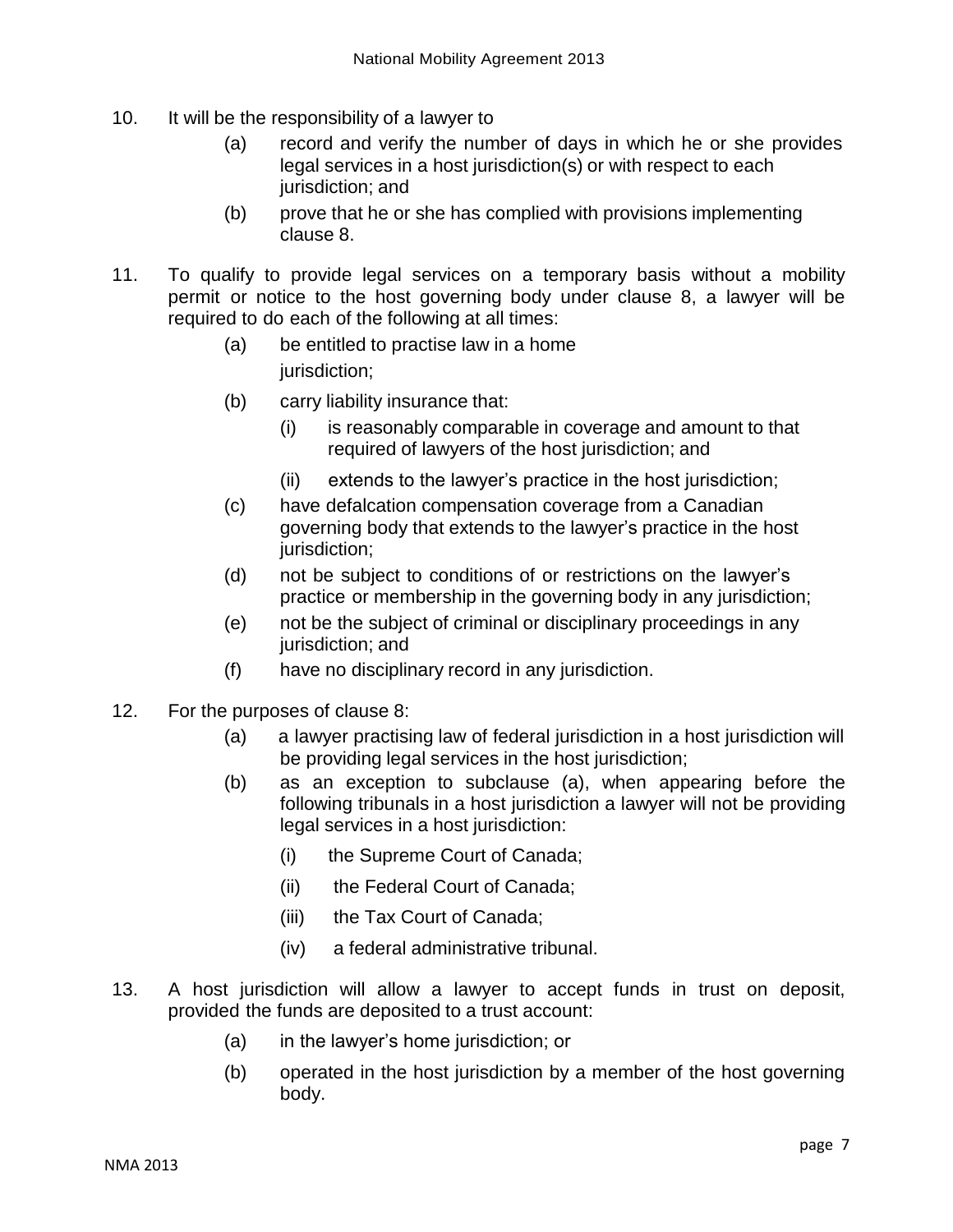10. It will be the responsibility of a lawyer to
    (a) record and verify the number of days in which he or she provides legal services in a host jurisdiction(s) or with respect to each jurisdiction; and
    (b) prove that he or she has complied with provisions implementing clause 8.

11. To qualify to provide legal services on a temporary basis without a mobility permit or notice to the host governing body under clause 8, a lawyer will be required to do each of the following at all times:
    (a) be entitled to practise law in a home jurisdiction;
    (b) carry liability insurance that:
        (i) is reasonably comparable in coverage and amount to that required of lawyers of the host jurisdiction; and
        (ii) extends to the lawyer's practice in the host jurisdiction;
    (c) have defalcation compensation coverage from a Canadian governing body that extends to the lawyer's practice in the host jurisdiction;
    (d) not be subject to conditions of or restrictions on the lawyer's practice or membership in the governing body in any jurisdiction;
    (e) not be the subject of criminal or disciplinary proceedings in any jurisdiction; and
    (f) have no disciplinary record in any jurisdiction.

12. For the purposes of clause 8:
    (a) a lawyer practising law of federal jurisdiction in a host jurisdiction will be providing legal services in the host jurisdiction;
    (b) as an exception to subclause (a), when appearing before the following tribunals in a host jurisdiction a lawyer will not be providing legal services in a host jurisdiction:
        (i) the Supreme Court of Canada;
        (ii) the Federal Court of Canada;
        (iii) the Tax Court of Canada;
        (iv) a federal administrative tribunal.

13. A host jurisdiction will allow a lawyer to accept funds in trust on deposit, provided the funds are deposited to a trust account:
    (a) in the lawyer's home jurisdiction; or
    (b) operated in the host jurisdiction by a member of the host governing body.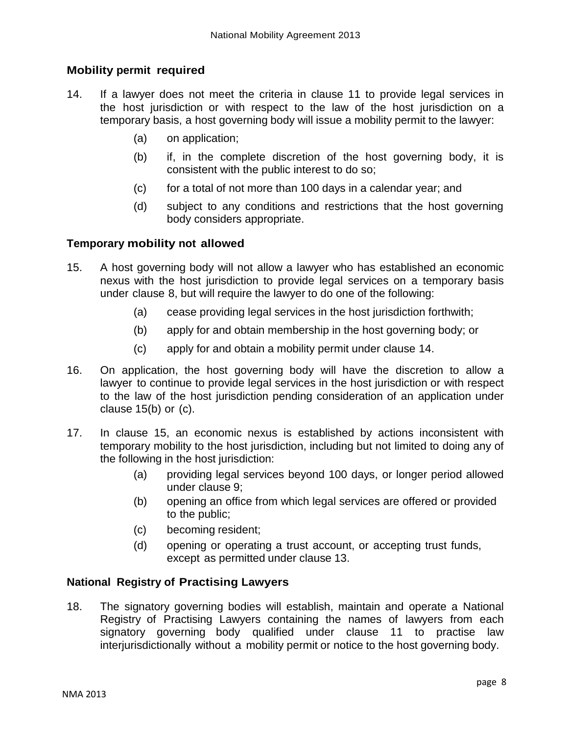### Mobility permit required

14. If a lawyer does not meet the criteria in clause 11 to provide legal services in the host jurisdiction or with respect to the law of the host jurisdiction on a temporary basis, a host governing body will issue a mobility permit to the lawyer:

    (a) on application;

    (b) if, in the complete discretion of the host governing body, it is consistent with the public interest to do so;

    (c) for a total of not more than 100 days in a calendar year; and

    (d) subject to any conditions and restrictions that the host governing body considers appropriate.

### Temporary mobility not allowed

15. A host governing body will not allow a lawyer who has established an economic nexus with the host jurisdiction to provide legal services on a temporary basis under clause 8, but will require the lawyer to do one of the following:

    (a) cease providing legal services in the host jurisdiction forthwith;

    (b) apply for and obtain membership in the host governing body; or

    (c) apply for and obtain a mobility permit under clause 14.

16. On application, the host governing body will have the discretion to allow a lawyer to continue to provide legal services in the host jurisdiction or with respect to the law of the host jurisdiction pending consideration of an application under clause 15(b) or (c).

17. In clause 15, an economic nexus is established by actions inconsistent with temporary mobility to the host jurisdiction, including but not limited to doing any of the following in the host jurisdiction:

    (a) providing legal services beyond 100 days, or longer period allowed under clause 9;

    (b) opening an office from which legal services are offered or provided to the public;

    (c) becoming resident;

    (d) opening or operating a trust account, or accepting trust funds, except as permitted under clause 13.

### National Registry of Practising Lawyers

18. The signatory governing bodies will establish, maintain and operate a National Registry of Practising Lawyers containing the names of lawyers from each signatory governing body qualified under clause 11 to practise law interjurisdictionally without a mobility permit or notice to the host governing body.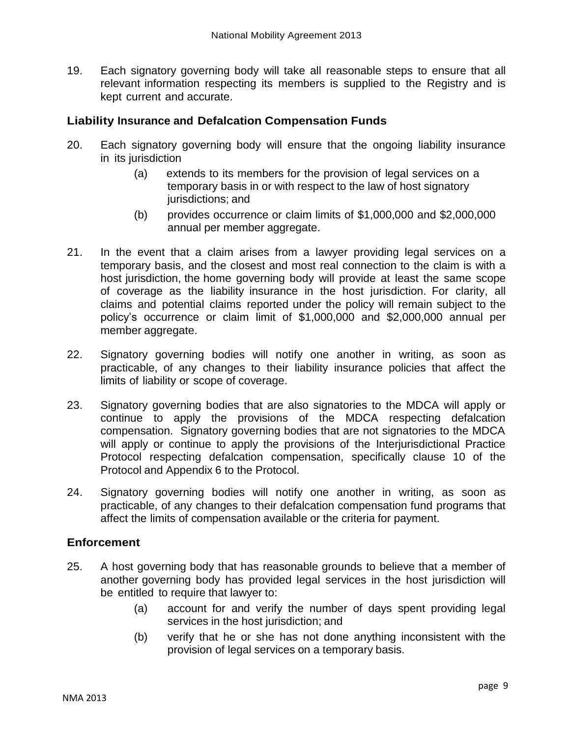19. Each signatory governing body will take all reasonable steps to ensure that all relevant information respecting its members is supplied to the Registry and is kept current and accurate.

### Liability Insurance and Defalcation Compensation Funds

20. Each signatory governing body will ensure that the ongoing liability insurance in its jurisdiction
    (a) extends to its members for the provision of legal services on a temporary basis in or with respect to the law of host signatory jurisdictions; and
    (b) provides occurrence or claim limits of $1,000,000 and $2,000,000 annual per member aggregate.

21. In the event that a claim arises from a lawyer providing legal services on a temporary basis, and the closest and most real connection to the claim is with a host jurisdiction, the home governing body will provide at least the same scope of coverage as the liability insurance in the host jurisdiction. For clarity, all claims and potential claims reported under the policy will remain subject to the policy's occurrence or claim limit of $1,000,000 and $2,000,000 annual per member aggregate.

22. Signatory governing bodies will notify one another in writing, as soon as practicable, of any changes to their liability insurance policies that affect the limits of liability or scope of coverage.

23. Signatory governing bodies that are also signatories to the MDCA will apply or continue to apply the provisions of the MDCA respecting defalcation compensation. Signatory governing bodies that are not signatories to the MDCA will apply or continue to apply the provisions of the Interjurisdictional Practice Protocol respecting defalcation compensation, specifically clause 10 of the Protocol and Appendix 6 to the Protocol.

24. Signatory governing bodies will notify one another in writing, as soon as practicable, of any changes to their defalcation compensation fund programs that affect the limits of compensation available or the criteria for payment.

### Enforcement

25. A host governing body that has reasonable grounds to believe that a member of another governing body has provided legal services in the host jurisdiction will be entitled to require that lawyer to:
    (a) account for and verify the number of days spent providing legal services in the host jurisdiction; and
    (b) verify that he or she has not done anything inconsistent with the provision of legal services on a temporary basis.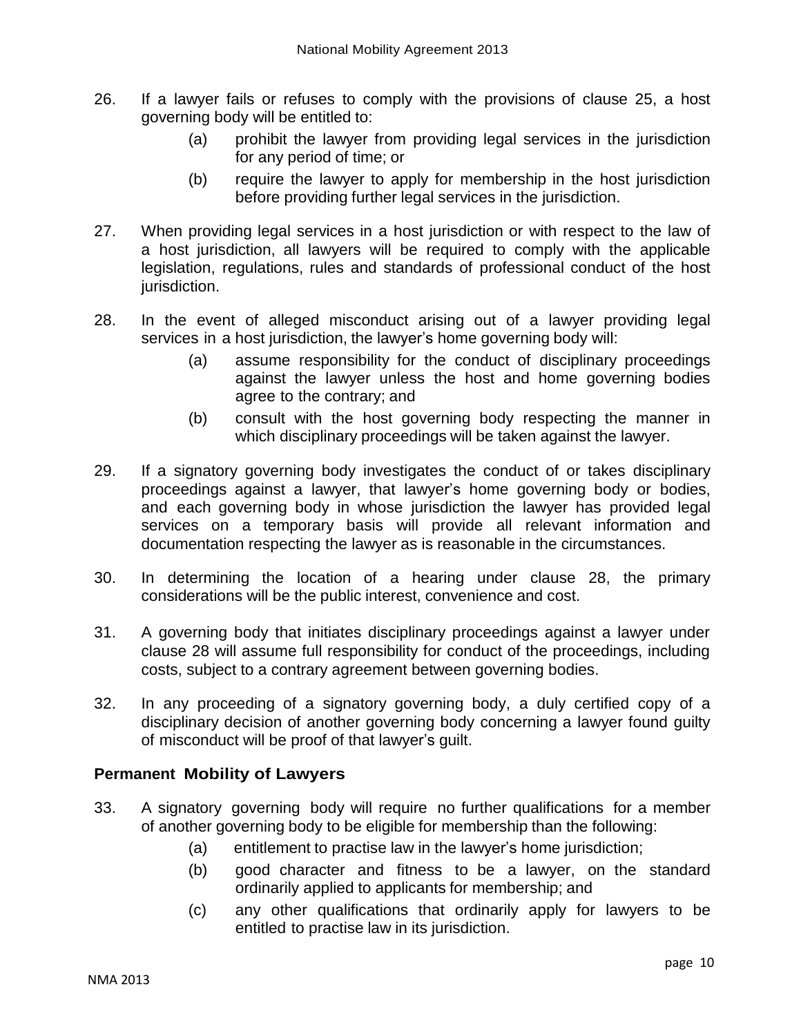26. If a lawyer fails or refuses to comply with the provisions of clause 25, a host governing body will be entitled to:
    (a) prohibit the lawyer from providing legal services in the jurisdiction for any period of time; or
    (b) require the lawyer to apply for membership in the host jurisdiction before providing further legal services in the jurisdiction.

27. When providing legal services in a host jurisdiction or with respect to the law of a host jurisdiction, all lawyers will be required to comply with the applicable legislation, regulations, rules and standards of professional conduct of the host jurisdiction.

28. In the event of alleged misconduct arising out of a lawyer providing legal services in a host jurisdiction, the lawyer's home governing body will:
    (a) assume responsibility for the conduct of disciplinary proceedings against the lawyer unless the host and home governing bodies agree to the contrary; and
    (b) consult with the host governing body respecting the manner in which disciplinary proceedings will be taken against the lawyer.

29. If a signatory governing body investigates the conduct of or takes disciplinary proceedings against a lawyer, that lawyer's home governing body or bodies, and each governing body in whose jurisdiction the lawyer has provided legal services on a temporary basis will provide all relevant information and documentation respecting the lawyer as is reasonable in the circumstances.

30. In determining the location of a hearing under clause 28, the primary considerations will be the public interest, convenience and cost.

31. A governing body that initiates disciplinary proceedings against a lawyer under clause 28 will assume full responsibility for conduct of the proceedings, including costs, subject to a contrary agreement between governing bodies.

32. In any proceeding of a signatory governing body, a duly certified copy of a disciplinary decision of another governing body concerning a lawyer found guilty of misconduct will be proof of that lawyer's guilt.

## Permanent Mobility of Lawyers

33. A signatory governing body will require no further qualifications for a member of another governing body to be eligible for membership than the following:
    (a) entitlement to practise law in the lawyer's home jurisdiction;
    (b) good character and fitness to be a lawyer, on the standard ordinarily applied to applicants for membership; and
    (c) any other qualifications that ordinarily apply for lawyers to be entitled to practise law in its jurisdiction.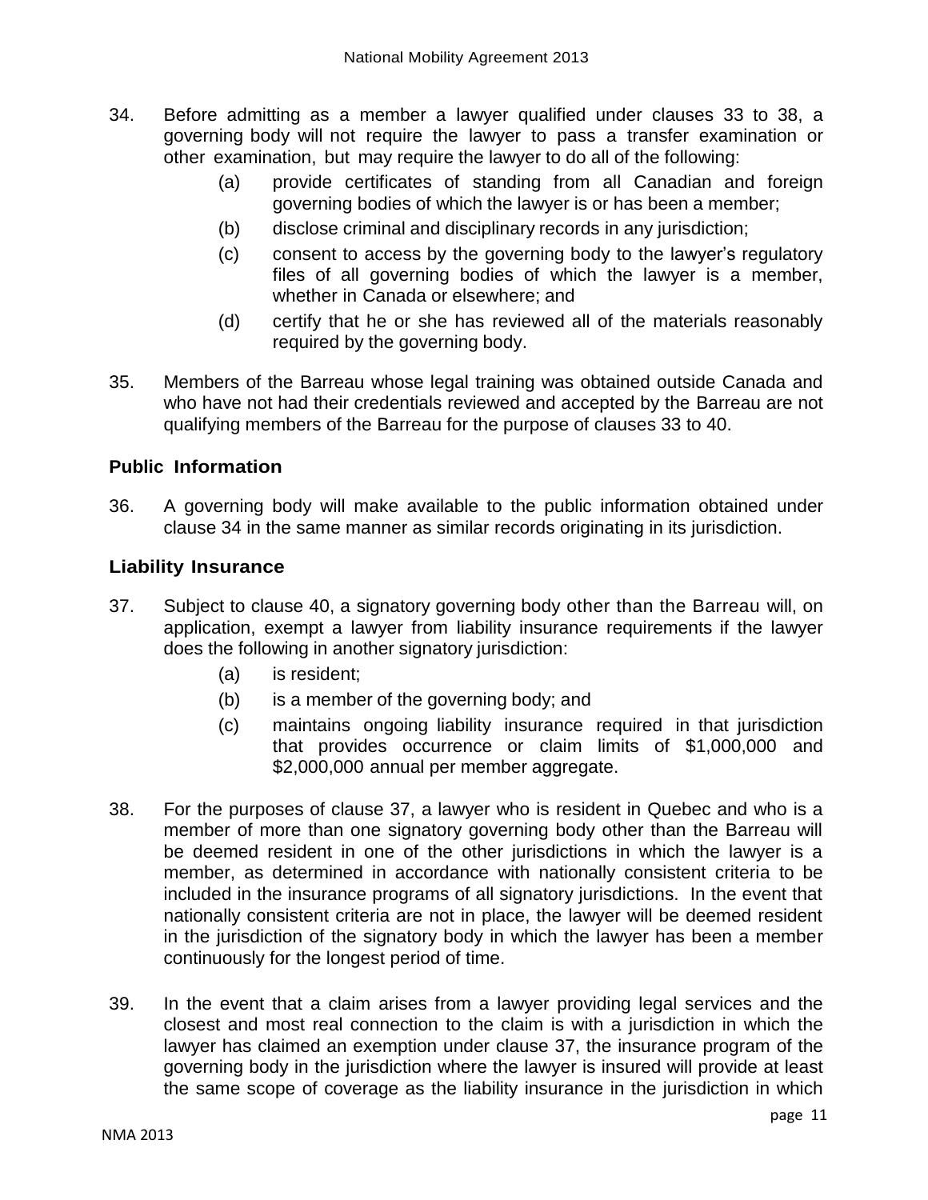34. Before admitting as a member a lawyer qualified under clauses 33 to 38, a governing body will not require the lawyer to pass a transfer examination or other examination, but may require the lawyer to do all of the following:
    (a) provide certificates of standing from all Canadian and foreign governing bodies of which the lawyer is or has been a member;
    (b) disclose criminal and disciplinary records in any jurisdiction;
    (c) consent to access by the governing body to the lawyer's regulatory files of all governing bodies of which the lawyer is a member, whether in Canada or elsewhere; and
    (d) certify that he or she has reviewed all of the materials reasonably required by the governing body.

35. Members of the Barreau whose legal training was obtained outside Canada and who have not had their credentials reviewed and accepted by the Barreau are not qualifying members of the Barreau for the purpose of clauses 33 to 40.

### Public Information

36. A governing body will make available to the public information obtained under clause 34 in the same manner as similar records originating in its jurisdiction.

### Liability Insurance

37. Subject to clause 40, a signatory governing body other than the Barreau will, on application, exempt a lawyer from liability insurance requirements if the lawyer does the following in another signatory jurisdiction:
    (a) is resident;
    (b) is a member of the governing body; and
    (c) maintains ongoing liability insurance required in that jurisdiction that provides occurrence or claim limits of $1,000,000 and $2,000,000 annual per member aggregate.

38. For the purposes of clause 37, a lawyer who is resident in Quebec and who is a member of more than one signatory governing body other than the Barreau will be deemed resident in one of the other jurisdictions in which the lawyer is a member, as determined in accordance with nationally consistent criteria to be included in the insurance programs of all signatory jurisdictions. In the event that nationally consistent criteria are not in place, the lawyer will be deemed resident in the jurisdiction of the signatory body in which the lawyer has been a member continuously for the longest period of time.

39. In the event that a claim arises from a lawyer providing legal services and the closest and most real connection to the claim is with a jurisdiction in which the lawyer has claimed an exemption under clause 37, the insurance program of the governing body in the jurisdiction where the lawyer is insured will provide at least the same scope of coverage as the liability insurance in the jurisdiction in which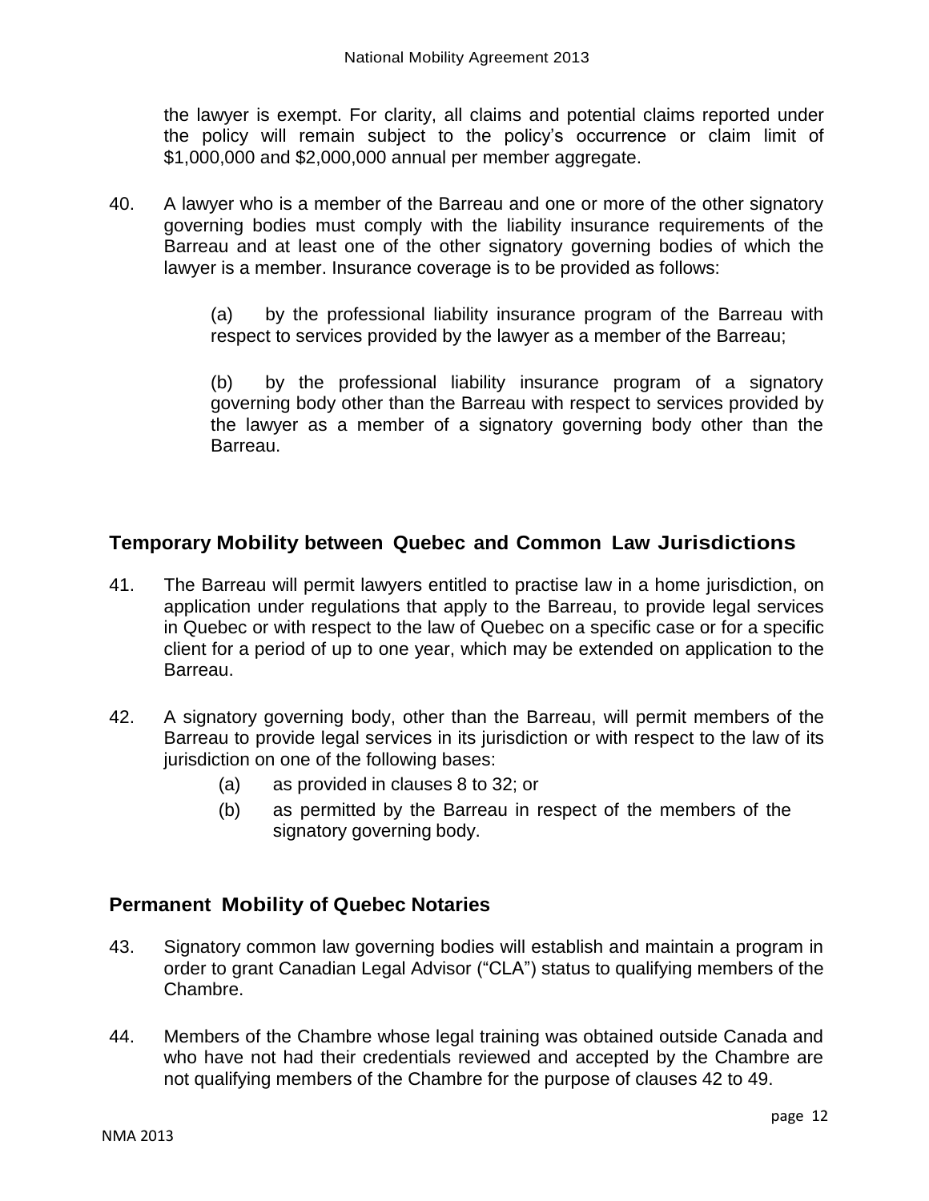the lawyer is exempt. For clarity, all claims and potential claims reported under the policy will remain subject to the policy's occurrence or claim limit of $1,000,000 and $2,000,000 annual per member aggregate.

40. A lawyer who is a member of the Barreau and one or more of the other signatory governing bodies must comply with the liability insurance requirements of the Barreau and at least one of the other signatory governing bodies of which the lawyer is a member. Insurance coverage is to be provided as follows:

    (a) by the professional liability insurance program of the Barreau with respect to services provided by the lawyer as a member of the Barreau;

    (b) by the professional liability insurance program of a signatory governing body other than the Barreau with respect to services provided by the lawyer as a member of a signatory governing body other than the Barreau.

## Temporary Mobility between Quebec and Common Law Jurisdictions

41. The Barreau will permit lawyers entitled to practise law in a home jurisdiction, on application under regulations that apply to the Barreau, to provide legal services in Quebec or with respect to the law of Quebec on a specific case or for a specific client for a period of up to one year, which may be extended on application to the Barreau.

42. A signatory governing body, other than the Barreau, will permit members of the Barreau to provide legal services in its jurisdiction or with respect to the law of its jurisdiction on one of the following bases:

    (a) as provided in clauses 8 to 32; or

    (b) as permitted by the Barreau in respect of the members of the signatory governing body.

## Permanent Mobility of Quebec Notaries

43. Signatory common law governing bodies will establish and maintain a program in order to grant Canadian Legal Advisor ("CLA") status to qualifying members of the Chambre.

44. Members of the Chambre whose legal training was obtained outside Canada and who have not had their credentials reviewed and accepted by the Chambre are not qualifying members of the Chambre for the purpose of clauses 42 to 49.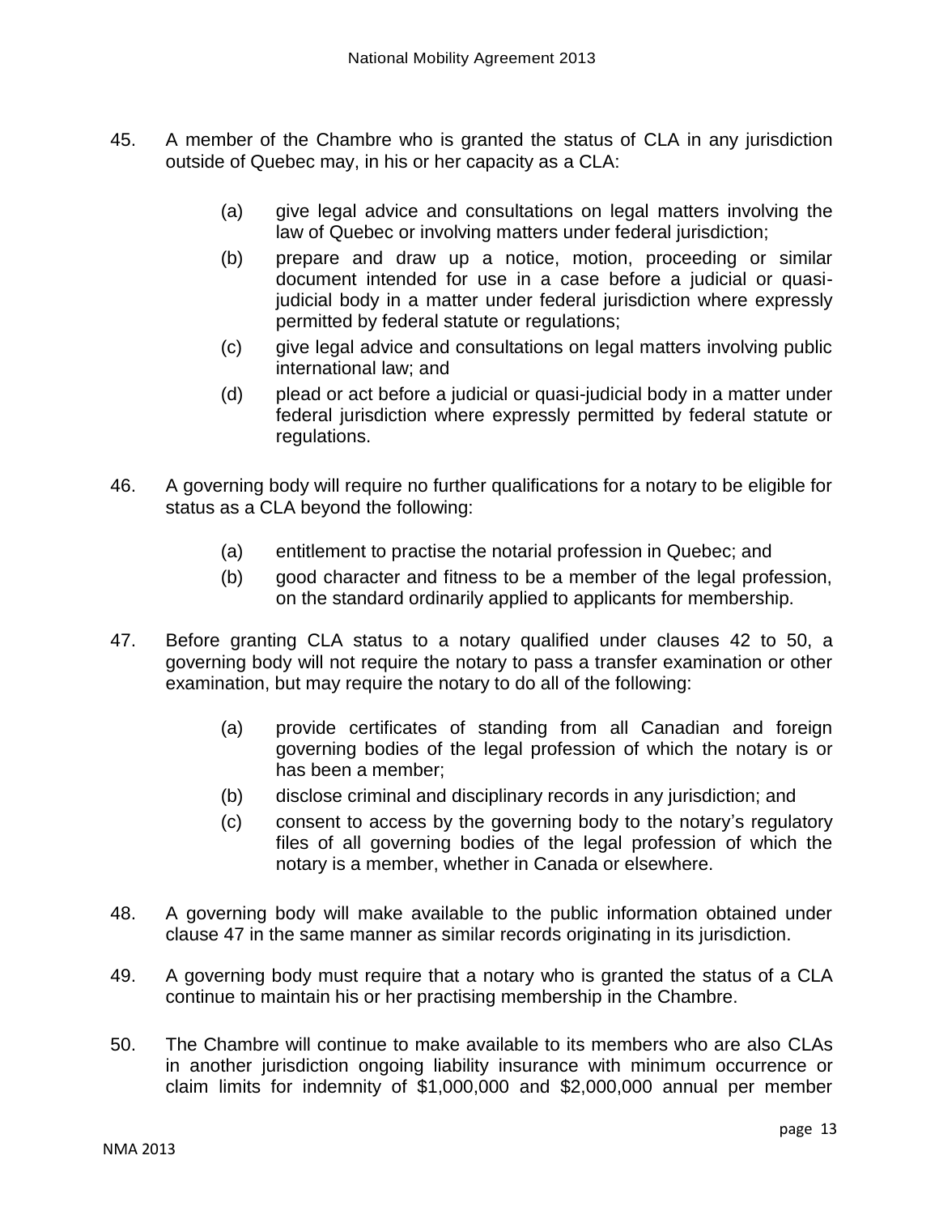45. A member of the Chambre who is granted the status of CLA in any jurisdiction outside of Quebec may, in his or her capacity as a CLA:

    (a) give legal advice and consultations on legal matters involving the law of Quebec or involving matters under federal jurisdiction;

    (b) prepare and draw up a notice, motion, proceeding or similar document intended for use in a case before a judicial or quasi-judicial body in a matter under federal jurisdiction where expressly permitted by federal statute or regulations;

    (c) give legal advice and consultations on legal matters involving public international law; and

    (d) plead or act before a judicial or quasi-judicial body in a matter under federal jurisdiction where expressly permitted by federal statute or regulations.

46. A governing body will require no further qualifications for a notary to be eligible for status as a CLA beyond the following:

    (a) entitlement to practise the notarial profession in Quebec; and

    (b) good character and fitness to be a member of the legal profession, on the standard ordinarily applied to applicants for membership.

47. Before granting CLA status to a notary qualified under clauses 42 to 50, a governing body will not require the notary to pass a transfer examination or other examination, but may require the notary to do all of the following:

    (a) provide certificates of standing from all Canadian and foreign governing bodies of the legal profession of which the notary is or has been a member;

    (b) disclose criminal and disciplinary records in any jurisdiction; and

    (c) consent to access by the governing body to the notary's regulatory files of all governing bodies of the legal profession of which the notary is a member, whether in Canada or elsewhere.

48. A governing body will make available to the public information obtained under clause 47 in the same manner as similar records originating in its jurisdiction.

49. A governing body must require that a notary who is granted the status of a CLA continue to maintain his or her practising membership in the Chambre.

50. The Chambre will continue to make available to its members who are also CLAs in another jurisdiction ongoing liability insurance with minimum occurrence or claim limits for indemnity of $1,000,000 and $2,000,000 annual per member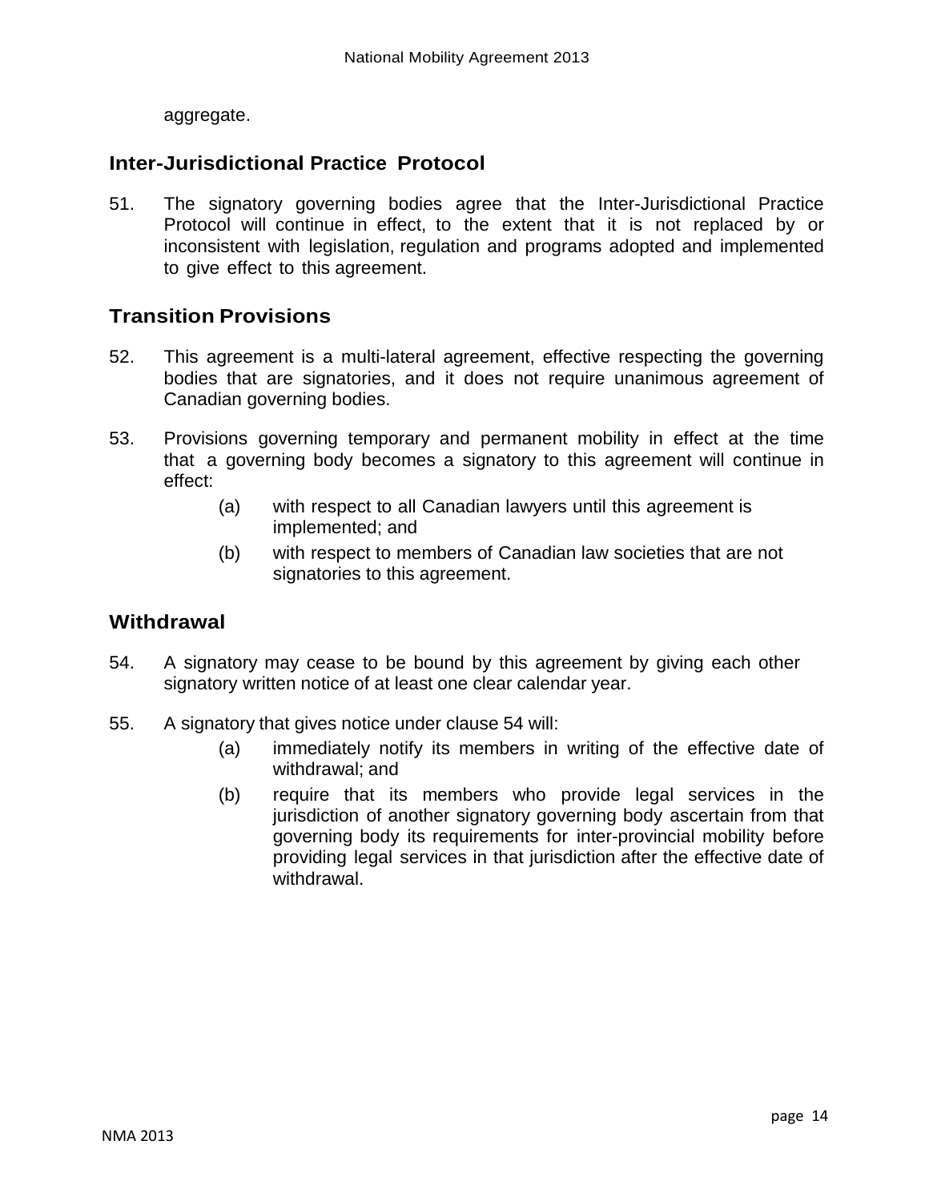aggregate.

## Inter-Jurisdictional Practice Protocol

51. The signatory governing bodies agree that the Inter-Jurisdictional Practice Protocol will continue in effect, to the extent that it is not replaced by or inconsistent with legislation, regulation and programs adopted and implemented to give effect to this agreement.

## Transition Provisions

52. This agreement is a multi-lateral agreement, effective respecting the governing bodies that are signatories, and it does not require unanimous agreement of Canadian governing bodies.

53. Provisions governing temporary and permanent mobility in effect at the time that a governing body becomes a signatory to this agreement will continue in effect:

    (a) with respect to all Canadian lawyers until this agreement is implemented; and

    (b) with respect to members of Canadian law societies that are not signatories to this agreement.

## Withdrawal

54. A signatory may cease to be bound by this agreement by giving each other signatory written notice of at least one clear calendar year.

55. A signatory that gives notice under clause 54 will:

    (a) immediately notify its members in writing of the effective date of withdrawal; and

    (b) require that its members who provide legal services in the jurisdiction of another signatory governing body ascertain from that governing body its requirements for inter-provincial mobility before providing legal services in that jurisdiction after the effective date of withdrawal.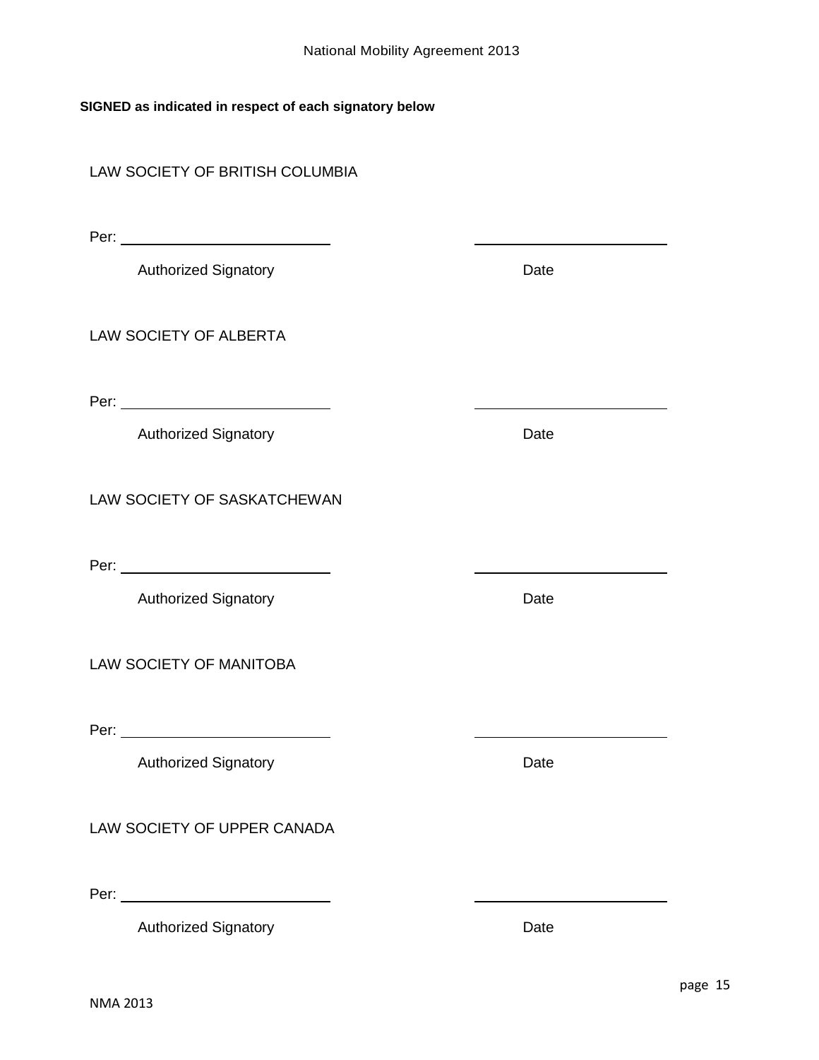**SIGNED as indicated in respect of each signatory below**

LAW SOCIETY OF BRITISH COLUMBIA

Per: ____________________________ ____________________________

Authorized Signatory Date

LAW SOCIETY OF ALBERTA

Per: ____________________________ ____________________________

Authorized Signatory Date

LAW SOCIETY OF SASKATCHEWAN

Per: ____________________________ ____________________________

Authorized Signatory Date

LAW SOCIETY OF MANITOBA

Per: ____________________________ ____________________________

Authorized Signatory Date

LAW SOCIETY OF UPPER CANADA

Per: ____________________________ ____________________________

Authorized Signatory Date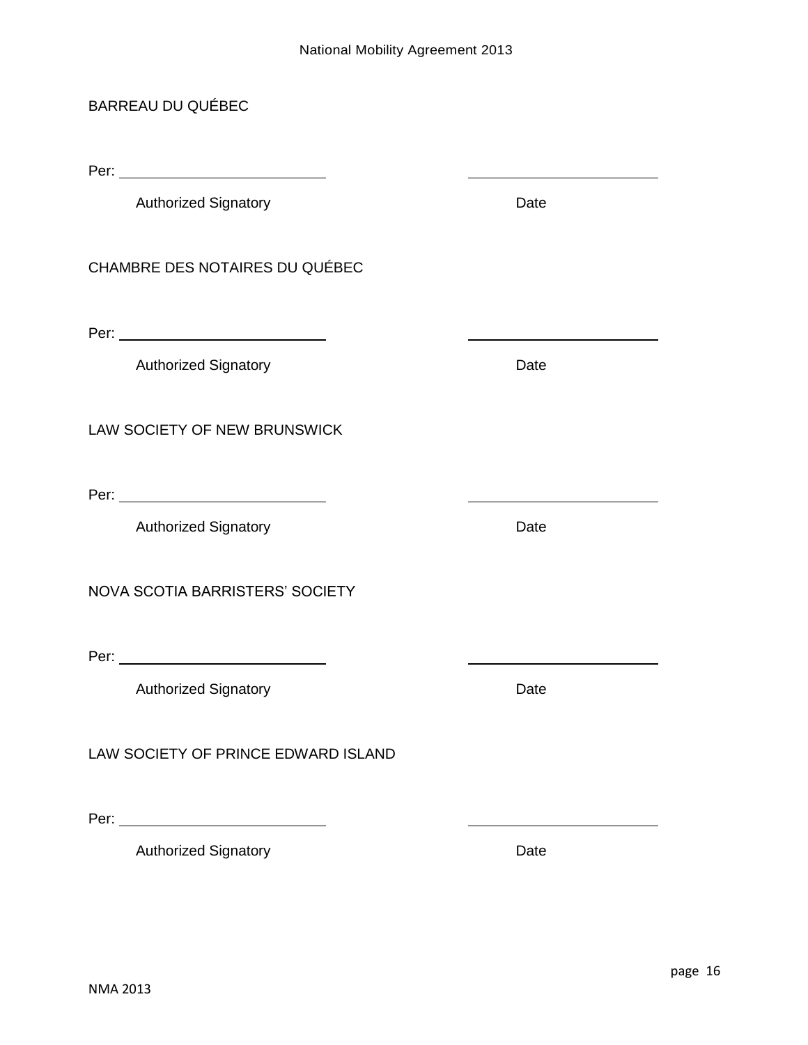BARREAU DU QUÉBEC

Per: ______________________________ ______________________________

Authorized Signatory Date

CHAMBRE DES NOTAIRES DU QUÉBEC

Per: ______________________________ ______________________________

Authorized Signatory Date

LAW SOCIETY OF NEW BRUNSWICK

Per: ______________________________ ______________________________

Authorized Signatory Date

NOVA SCOTIA BARRISTERS' SOCIETY

Per: ______________________________ ______________________________

Authorized Signatory Date

LAW SOCIETY OF PRINCE EDWARD ISLAND

Per: ______________________________ ______________________________

Authorized Signatory Date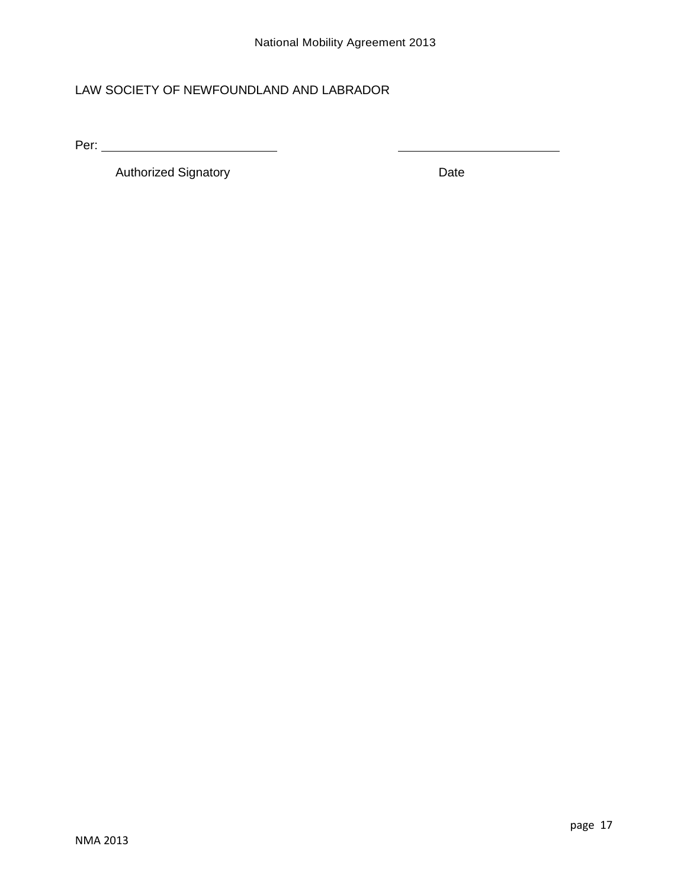LAW SOCIETY OF NEWFOUNDLAND AND LABRADOR

Per: ___________________________ ___________________________

Authorized Signatory Date